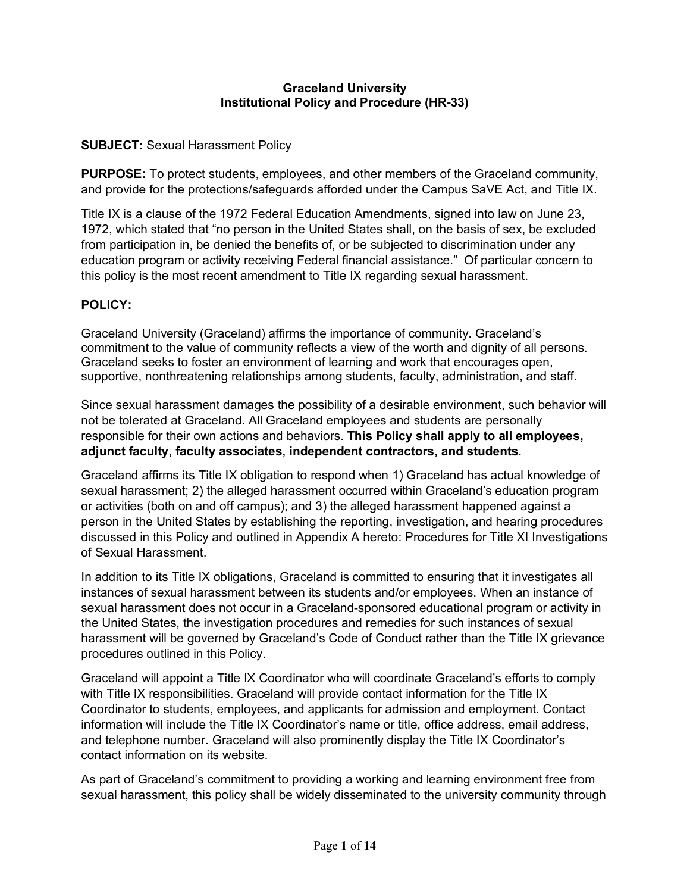**Graceland University**
**Institutional Policy and Procedure (HR-33)**

**SUBJECT:** Sexual Harassment Policy

**PURPOSE:** To protect students, employees, and other members of the Graceland community, and provide for the protections/safeguards afforded under the Campus SaVE Act, and Title IX.

Title IX is a clause of the 1972 Federal Education Amendments, signed into law on June 23, 1972, which stated that "no person in the United States shall, on the basis of sex, be excluded from participation in, be denied the benefits of, or be subjected to discrimination under any education program or activity receiving Federal financial assistance." Of particular concern to this policy is the most recent amendment to Title IX regarding sexual harassment.

**POLICY:**

Graceland University (Graceland) affirms the importance of community. Graceland's commitment to the value of community reflects a view of the worth and dignity of all persons. Graceland seeks to foster an environment of learning and work that encourages open, supportive, nonthreatening relationships among students, faculty, administration, and staff.

Since sexual harassment damages the possibility of a desirable environment, such behavior will not be tolerated at Graceland. All Graceland employees and students are personally responsible for their own actions and behaviors. **This Policy shall apply to all employees, adjunct faculty, faculty associates, independent contractors, and students**.

Graceland affirms its Title IX obligation to respond when 1) Graceland has actual knowledge of sexual harassment; 2) the alleged harassment occurred within Graceland's education program or activities (both on and off campus); and 3) the alleged harassment happened against a person in the United States by establishing the reporting, investigation, and hearing procedures discussed in this Policy and outlined in Appendix A hereto: Procedures for Title XI Investigations of Sexual Harassment.

In addition to its Title IX obligations, Graceland is committed to ensuring that it investigates all instances of sexual harassment between its students and/or employees. When an instance of sexual harassment does not occur in a Graceland-sponsored educational program or activity in the United States, the investigation procedures and remedies for such instances of sexual harassment will be governed by Graceland's Code of Conduct rather than the Title IX grievance procedures outlined in this Policy.

Graceland will appoint a Title IX Coordinator who will coordinate Graceland's efforts to comply with Title IX responsibilities. Graceland will provide contact information for the Title IX Coordinator to students, employees, and applicants for admission and employment. Contact information will include the Title IX Coordinator's name or title, office address, email address, and telephone number. Graceland will also prominently display the Title IX Coordinator's contact information on its website.

As part of Graceland's commitment to providing a working and learning environment free from sexual harassment, this policy shall be widely disseminated to the university community through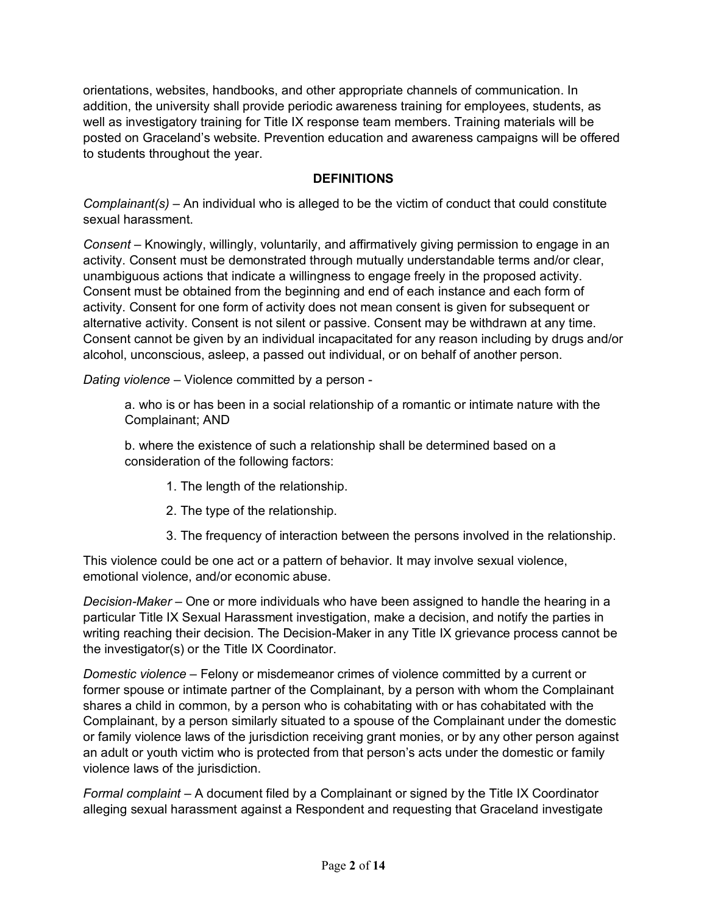orientations, websites, handbooks, and other appropriate channels of communication. In addition, the university shall provide periodic awareness training for employees, students, as well as investigatory training for Title IX response team members. Training materials will be posted on Graceland's website. Prevention education and awareness campaigns will be offered to students throughout the year.

**DEFINITIONS**

*Complainant(s)* – An individual who is alleged to be the victim of conduct that could constitute sexual harassment.

*Consent* – Knowingly, willingly, voluntarily, and affirmatively giving permission to engage in an activity. Consent must be demonstrated through mutually understandable terms and/or clear, unambiguous actions that indicate a willingness to engage freely in the proposed activity. Consent must be obtained from the beginning and end of each instance and each form of activity. Consent for one form of activity does not mean consent is given for subsequent or alternative activity. Consent is not silent or passive. Consent may be withdrawn at any time. Consent cannot be given by an individual incapacitated for any reason including by drugs and/or alcohol, unconscious, asleep, a passed out individual, or on behalf of another person.

*Dating violence* – Violence committed by a person -

> a. who is or has been in a social relationship of a romantic or intimate nature with the Complainant; AND
>
> b. where the existence of such a relationship shall be determined based on a consideration of the following factors:
>
> 1. The length of the relationship.
> 2. The type of the relationship.
> 3. The frequency of interaction between the persons involved in the relationship.

This violence could be one act or a pattern of behavior. It may involve sexual violence, emotional violence, and/or economic abuse.

*Decision-Maker* – One or more individuals who have been assigned to handle the hearing in a particular Title IX Sexual Harassment investigation, make a decision, and notify the parties in writing reaching their decision. The Decision-Maker in any Title IX grievance process cannot be the investigator(s) or the Title IX Coordinator.

*Domestic violence* – Felony or misdemeanor crimes of violence committed by a current or former spouse or intimate partner of the Complainant, by a person with whom the Complainant shares a child in common, by a person who is cohabitating with or has cohabitated with the Complainant, by a person similarly situated to a spouse of the Complainant under the domestic or family violence laws of the jurisdiction receiving grant monies, or by any other person against an adult or youth victim who is protected from that person's acts under the domestic or family violence laws of the jurisdiction.

*Formal complaint* – A document filed by a Complainant or signed by the Title IX Coordinator alleging sexual harassment against a Respondent and requesting that Graceland investigate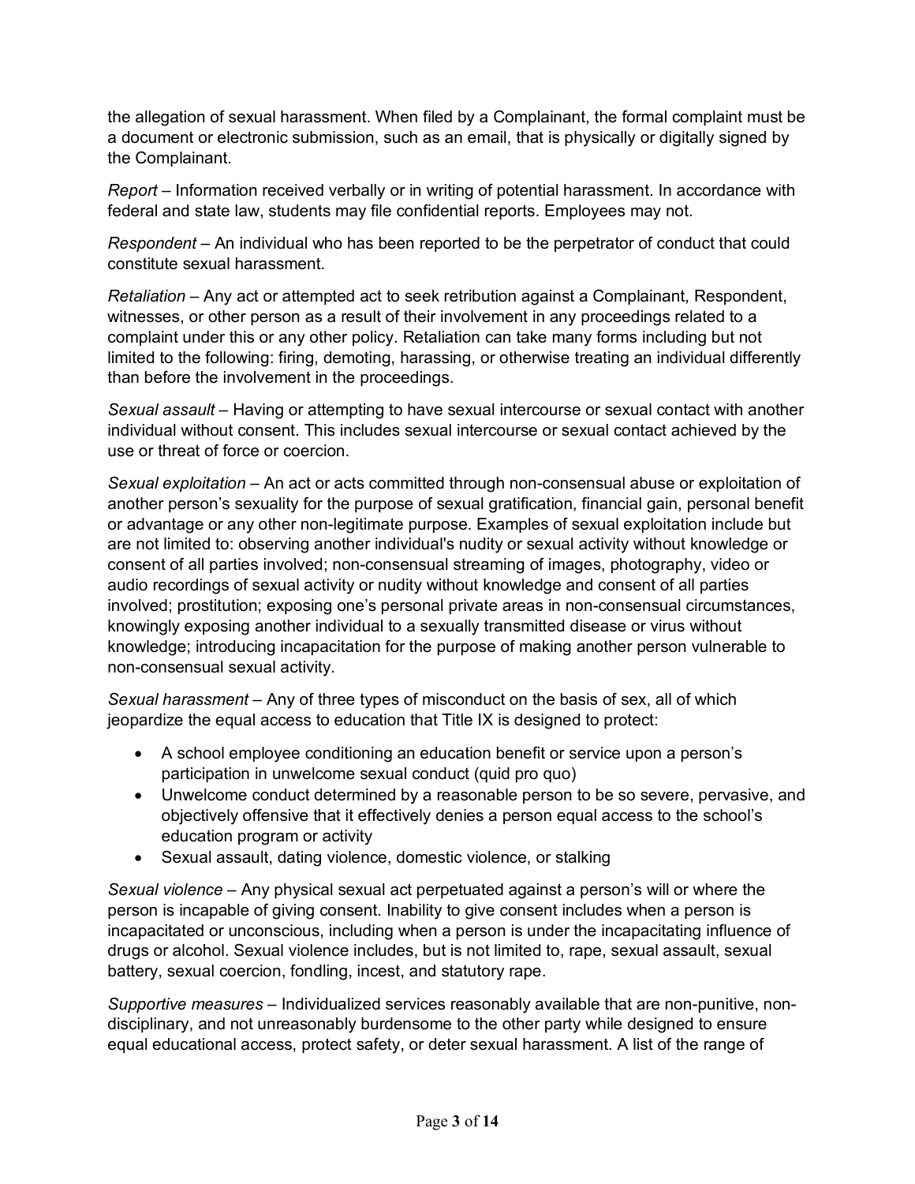the allegation of sexual harassment. When filed by a Complainant, the formal complaint must be a document or electronic submission, such as an email, that is physically or digitally signed by the Complainant.

*Report* – Information received verbally or in writing of potential harassment. In accordance with federal and state law, students may file confidential reports. Employees may not.

*Respondent* – An individual who has been reported to be the perpetrator of conduct that could constitute sexual harassment.

*Retaliation* – Any act or attempted act to seek retribution against a Complainant, Respondent, witnesses, or other person as a result of their involvement in any proceedings related to a complaint under this or any other policy. Retaliation can take many forms including but not limited to the following: firing, demoting, harassing, or otherwise treating an individual differently than before the involvement in the proceedings.

*Sexual assault* – Having or attempting to have sexual intercourse or sexual contact with another individual without consent. This includes sexual intercourse or sexual contact achieved by the use or threat of force or coercion.

*Sexual exploitation* – An act or acts committed through non-consensual abuse or exploitation of another person's sexuality for the purpose of sexual gratification, financial gain, personal benefit or advantage or any other non-legitimate purpose. Examples of sexual exploitation include but are not limited to: observing another individual's nudity or sexual activity without knowledge or consent of all parties involved; non-consensual streaming of images, photography, video or audio recordings of sexual activity or nudity without knowledge and consent of all parties involved; prostitution; exposing one's personal private areas in non-consensual circumstances, knowingly exposing another individual to a sexually transmitted disease or virus without knowledge; introducing incapacitation for the purpose of making another person vulnerable to non-consensual sexual activity.

*Sexual harassment* – Any of three types of misconduct on the basis of sex, all of which jeopardize the equal access to education that Title IX is designed to protect:

- A school employee conditioning an education benefit or service upon a person's participation in unwelcome sexual conduct (quid pro quo)
- Unwelcome conduct determined by a reasonable person to be so severe, pervasive, and objectively offensive that it effectively denies a person equal access to the school's education program or activity
- Sexual assault, dating violence, domestic violence, or stalking

*Sexual violence* – Any physical sexual act perpetuated against a person's will or where the person is incapable of giving consent. Inability to give consent includes when a person is incapacitated or unconscious, including when a person is under the incapacitating influence of drugs or alcohol. Sexual violence includes, but is not limited to, rape, sexual assault, sexual battery, sexual coercion, fondling, incest, and statutory rape.

*Supportive measures* – Individualized services reasonably available that are non-punitive, non-disciplinary, and not unreasonably burdensome to the other party while designed to ensure equal educational access, protect safety, or deter sexual harassment. A list of the range of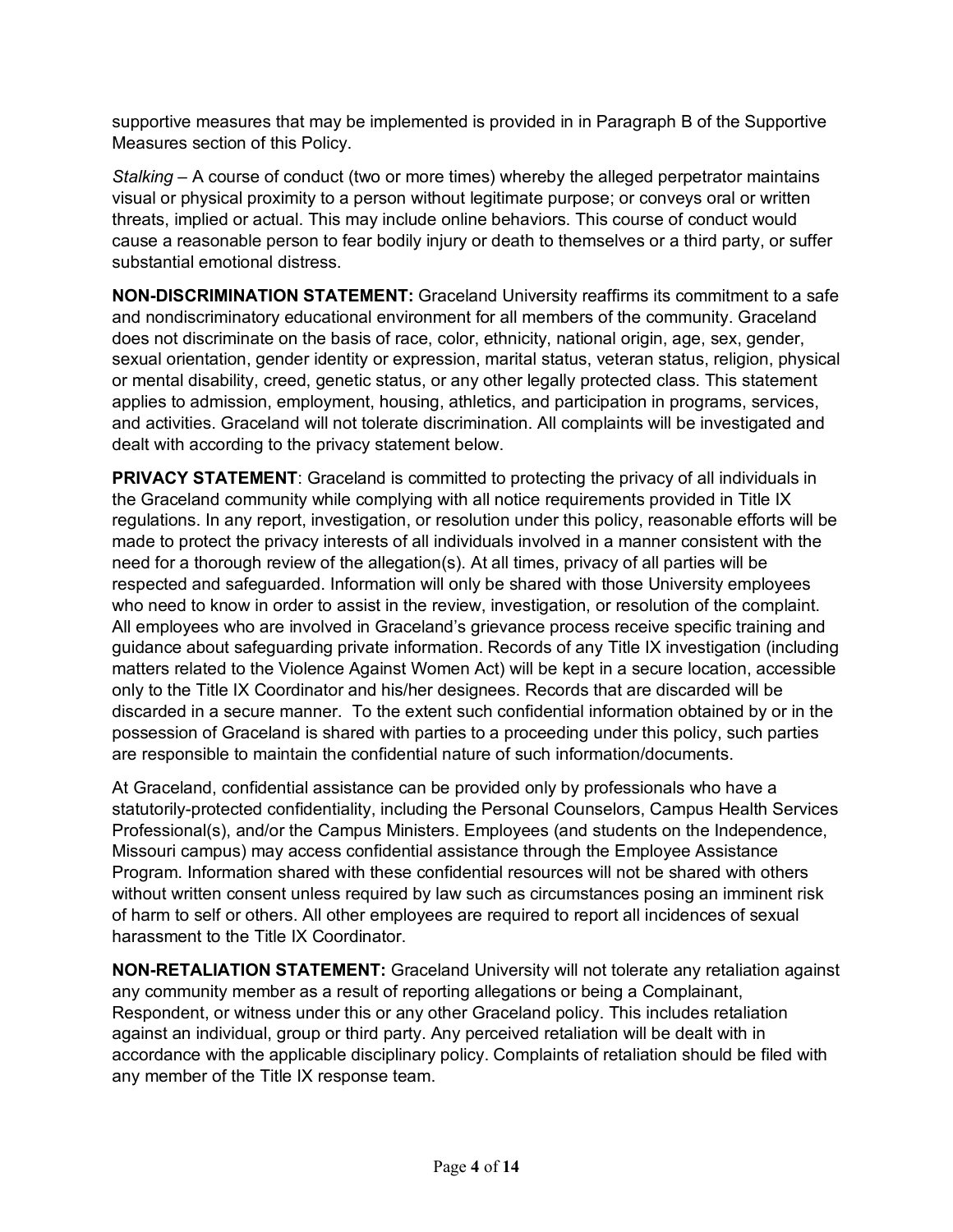supportive measures that may be implemented is provided in in Paragraph B of the Supportive Measures section of this Policy.

*Stalking* – A course of conduct (two or more times) whereby the alleged perpetrator maintains visual or physical proximity to a person without legitimate purpose; or conveys oral or written threats, implied or actual. This may include online behaviors. This course of conduct would cause a reasonable person to fear bodily injury or death to themselves or a third party, or suffer substantial emotional distress.

**NON-DISCRIMINATION STATEMENT:** Graceland University reaffirms its commitment to a safe and nondiscriminatory educational environment for all members of the community. Graceland does not discriminate on the basis of race, color, ethnicity, national origin, age, sex, gender, sexual orientation, gender identity or expression, marital status, veteran status, religion, physical or mental disability, creed, genetic status, or any other legally protected class. This statement applies to admission, employment, housing, athletics, and participation in programs, services, and activities. Graceland will not tolerate discrimination. All complaints will be investigated and dealt with according to the privacy statement below.

**PRIVACY STATEMENT**: Graceland is committed to protecting the privacy of all individuals in the Graceland community while complying with all notice requirements provided in Title IX regulations. In any report, investigation, or resolution under this policy, reasonable efforts will be made to protect the privacy interests of all individuals involved in a manner consistent with the need for a thorough review of the allegation(s). At all times, privacy of all parties will be respected and safeguarded. Information will only be shared with those University employees who need to know in order to assist in the review, investigation, or resolution of the complaint. All employees who are involved in Graceland's grievance process receive specific training and guidance about safeguarding private information. Records of any Title IX investigation (including matters related to the Violence Against Women Act) will be kept in a secure location, accessible only to the Title IX Coordinator and his/her designees. Records that are discarded will be discarded in a secure manner. To the extent such confidential information obtained by or in the possession of Graceland is shared with parties to a proceeding under this policy, such parties are responsible to maintain the confidential nature of such information/documents.

At Graceland, confidential assistance can be provided only by professionals who have a statutorily-protected confidentiality, including the Personal Counselors, Campus Health Services Professional(s), and/or the Campus Ministers. Employees (and students on the Independence, Missouri campus) may access confidential assistance through the Employee Assistance Program. Information shared with these confidential resources will not be shared with others without written consent unless required by law such as circumstances posing an imminent risk of harm to self or others. All other employees are required to report all incidences of sexual harassment to the Title IX Coordinator.

**NON-RETALIATION STATEMENT:** Graceland University will not tolerate any retaliation against any community member as a result of reporting allegations or being a Complainant, Respondent, or witness under this or any other Graceland policy. This includes retaliation against an individual, group or third party. Any perceived retaliation will be dealt with in accordance with the applicable disciplinary policy. Complaints of retaliation should be filed with any member of the Title IX response team.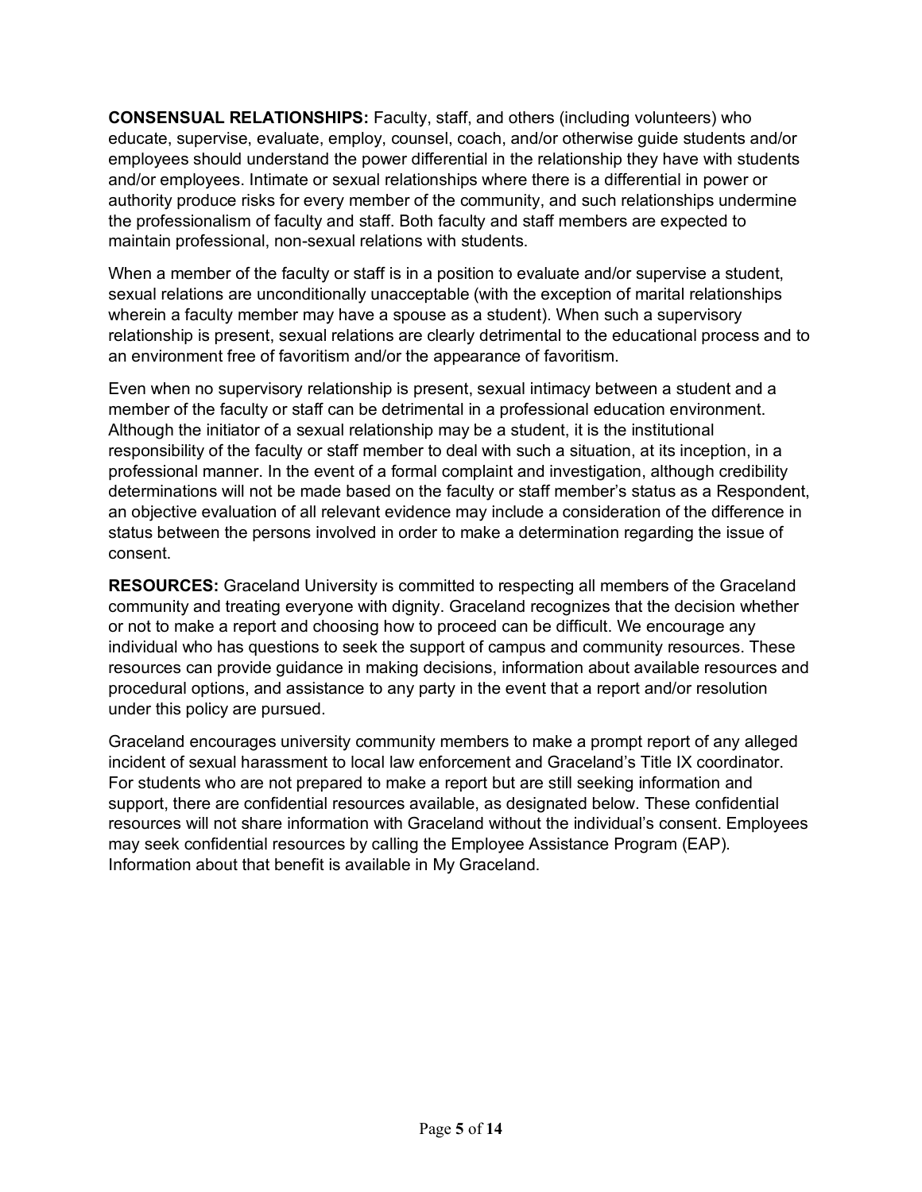**CONSENSUAL RELATIONSHIPS:** Faculty, staff, and others (including volunteers) who educate, supervise, evaluate, employ, counsel, coach, and/or otherwise guide students and/or employees should understand the power differential in the relationship they have with students and/or employees. Intimate or sexual relationships where there is a differential in power or authority produce risks for every member of the community, and such relationships undermine the professionalism of faculty and staff. Both faculty and staff members are expected to maintain professional, non-sexual relations with students.

When a member of the faculty or staff is in a position to evaluate and/or supervise a student, sexual relations are unconditionally unacceptable (with the exception of marital relationships wherein a faculty member may have a spouse as a student). When such a supervisory relationship is present, sexual relations are clearly detrimental to the educational process and to an environment free of favoritism and/or the appearance of favoritism.

Even when no supervisory relationship is present, sexual intimacy between a student and a member of the faculty or staff can be detrimental in a professional education environment. Although the initiator of a sexual relationship may be a student, it is the institutional responsibility of the faculty or staff member to deal with such a situation, at its inception, in a professional manner. In the event of a formal complaint and investigation, although credibility determinations will not be made based on the faculty or staff member's status as a Respondent, an objective evaluation of all relevant evidence may include a consideration of the difference in status between the persons involved in order to make a determination regarding the issue of consent.

**RESOURCES:** Graceland University is committed to respecting all members of the Graceland community and treating everyone with dignity. Graceland recognizes that the decision whether or not to make a report and choosing how to proceed can be difficult. We encourage any individual who has questions to seek the support of campus and community resources. These resources can provide guidance in making decisions, information about available resources and procedural options, and assistance to any party in the event that a report and/or resolution under this policy are pursued.

Graceland encourages university community members to make a prompt report of any alleged incident of sexual harassment to local law enforcement and Graceland's Title IX coordinator. For students who are not prepared to make a report but are still seeking information and support, there are confidential resources available, as designated below. These confidential resources will not share information with Graceland without the individual's consent. Employees may seek confidential resources by calling the Employee Assistance Program (EAP). Information about that benefit is available in My Graceland.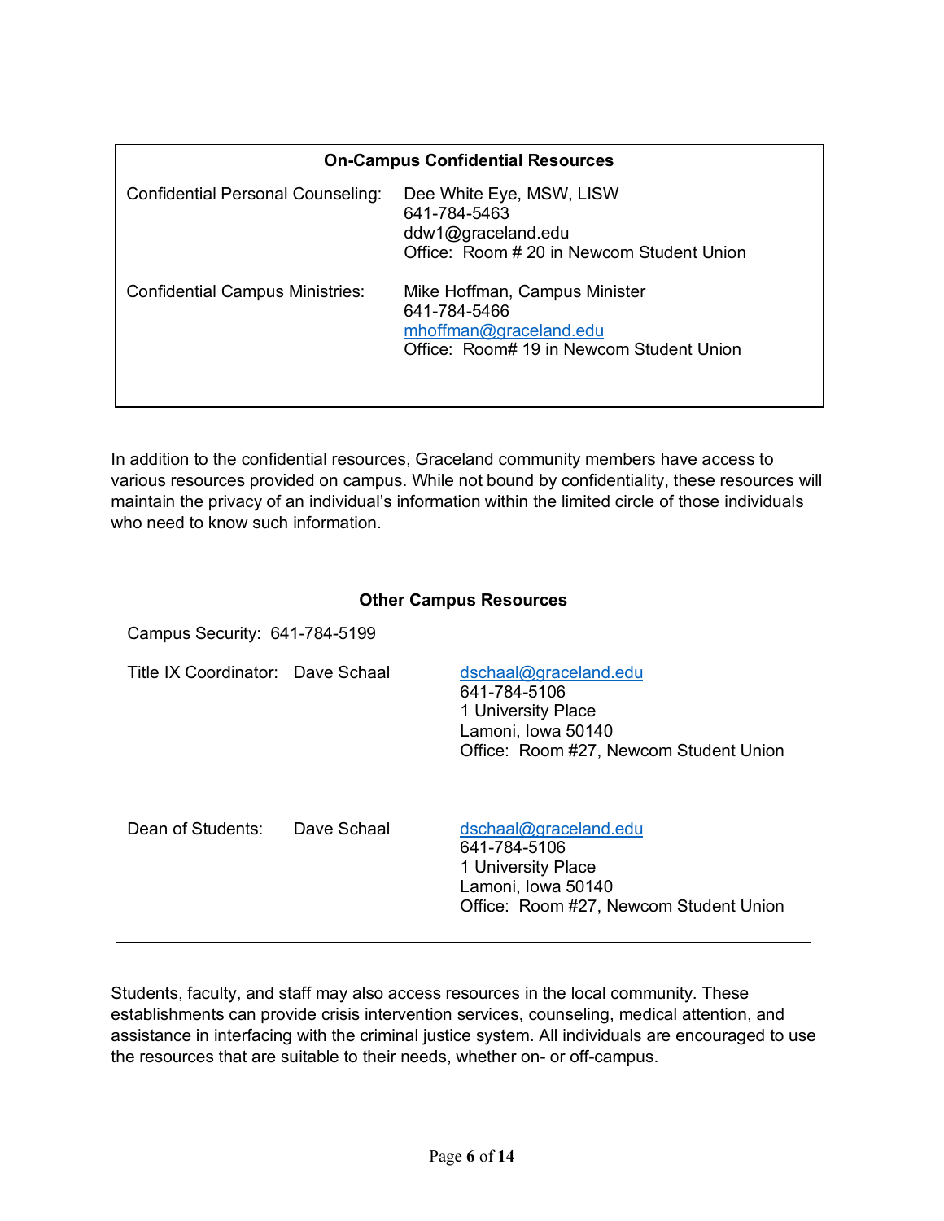| On-Campus Confidential Resources | |
|---|---|
| Confidential Personal Counseling: | Dee White Eye, MSW, LISW<br>641-784-5463<br>ddw1@graceland.edu<br>Office: Room # 20 in Newcom Student Union |
| Confidential Campus Ministries: | Mike Hoffman, Campus Minister<br>641-784-5466<br>mhoffman@graceland.edu<br>Office: Room# 19 in Newcom Student Union |

In addition to the confidential resources, Graceland community members have access to various resources provided on campus. While not bound by confidentiality, these resources will maintain the privacy of an individual's information within the limited circle of those individuals who need to know such information.

| Other Campus Resources | | |
|---|---|---|
| Campus Security: 641-784-5199 | | |
| Title IX Coordinator: | Dave Schaal | dschaal@graceland.edu<br>641-784-5106<br>1 University Place<br>Lamoni, Iowa 50140<br>Office: Room #27, Newcom Student Union |
| Dean of Students: | Dave Schaal | dschaal@graceland.edu<br>641-784-5106<br>1 University Place<br>Lamoni, Iowa 50140<br>Office: Room #27, Newcom Student Union |

Students, faculty, and staff may also access resources in the local community. These establishments can provide crisis intervention services, counseling, medical attention, and assistance in interfacing with the criminal justice system. All individuals are encouraged to use the resources that are suitable to their needs, whether on- or off-campus.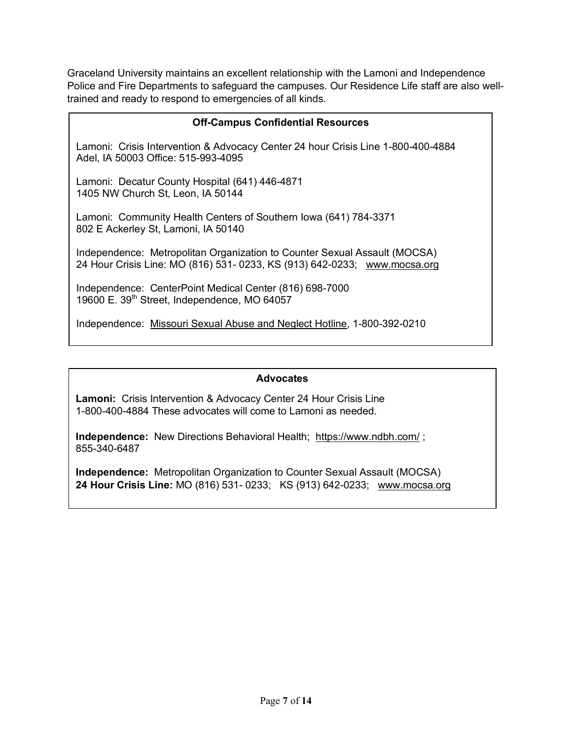Graceland University maintains an excellent relationship with the Lamoni and Independence Police and Fire Departments to safeguard the campuses. Our Residence Life staff are also well-trained and ready to respond to emergencies of all kinds.

**Off-Campus Confidential Resources**

Lamoni: Crisis Intervention & Advocacy Center 24 hour Crisis Line 1-800-400-4884
Adel, IA 50003 Office: 515-993-4095

Lamoni: Decatur County Hospital (641) 446-4871
1405 NW Church St, Leon, IA 50144

Lamoni: Community Health Centers of Southern Iowa (641) 784-3371
802 E Ackerley St, Lamoni, IA 50140

Independence: Metropolitan Organization to Counter Sexual Assault (MOCSA)
24 Hour Crisis Line: MO (816) 531- 0233, KS (913) 642-0233; www.mocsa.org

Independence: CenterPoint Medical Center (816) 698-7000
19600 E. 39th Street, Independence, MO 64057

Independence: Missouri Sexual Abuse and Neglect Hotline, 1-800-392-0210

**Advocates**

**Lamoni:** Crisis Intervention & Advocacy Center 24 Hour Crisis Line
1-800-400-4884 These advocates will come to Lamoni as needed.

**Independence:** New Directions Behavioral Health; https://www.ndbh.com/ ;
855-340-6487

**Independence:** Metropolitan Organization to Counter Sexual Assault (MOCSA)
**24 Hour Crisis Line:** MO (816) 531- 0233; KS (913) 642-0233; www.mocsa.org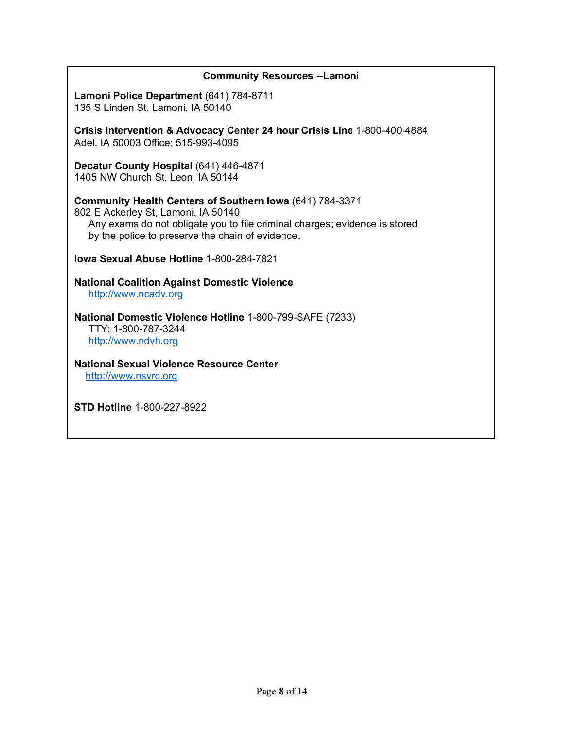## Community Resources --Lamoni

**Lamoni Police Department** (641) 784-8711
135 S Linden St, Lamoni, IA 50140

**Crisis Intervention & Advocacy Center 24 hour Crisis Line** 1-800-400-4884
Adel, IA 50003 Office: 515-993-4095

**Decatur County Hospital** (641) 446-4871
1405 NW Church St, Leon, IA 50144

**Community Health Centers of Southern Iowa** (641) 784-3371
802 E Ackerley St, Lamoni, IA 50140
Any exams do not obligate you to file criminal charges; evidence is stored by the police to preserve the chain of evidence.

**Iowa Sexual Abuse Hotline** 1-800-284-7821

**National Coalition Against Domestic Violence**
http://www.ncadv.org

**National Domestic Violence Hotline** 1-800-799-SAFE (7233)
TTY: 1-800-787-3244
http://www.ndvh.org

**National Sexual Violence Resource Center**
http://www.nsvrc.org

**STD Hotline** 1-800-227-8922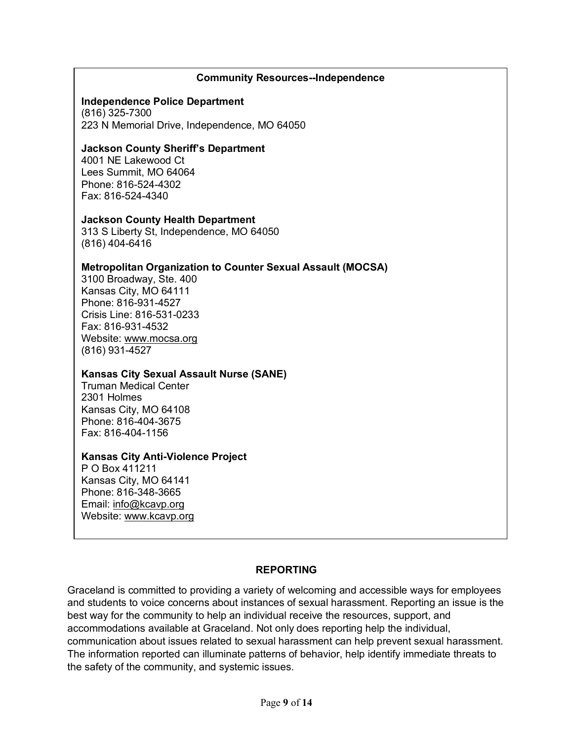### Community Resources--Independence

**Independence Police Department**
(816) 325-7300
223 N Memorial Drive, Independence, MO 64050

**Jackson County Sheriff's Department**
4001 NE Lakewood Ct
Lees Summit, MO 64064
Phone: 816-524-4302
Fax: 816-524-4340

**Jackson County Health Department**
313 S Liberty St, Independence, MO 64050
(816) 404-6416

**Metropolitan Organization to Counter Sexual Assault (MOCSA)**
3100 Broadway, Ste. 400
Kansas City, MO 64111
Phone: 816-931-4527
Crisis Line: 816-531-0233
Fax: 816-931-4532
Website: www.mocsa.org
(816) 931-4527

**Kansas City Sexual Assault Nurse (SANE)**
Truman Medical Center
2301 Holmes
Kansas City, MO 64108
Phone: 816-404-3675
Fax: 816-404-1156

**Kansas City Anti-Violence Project**
P O Box 411211
Kansas City, MO 64141
Phone: 816-348-3665
Email: info@kcavp.org
Website: www.kcavp.org

## REPORTING

Graceland is committed to providing a variety of welcoming and accessible ways for employees and students to voice concerns about instances of sexual harassment. Reporting an issue is the best way for the community to help an individual receive the resources, support, and accommodations available at Graceland. Not only does reporting help the individual, communication about issues related to sexual harassment can help prevent sexual harassment. The information reported can illuminate patterns of behavior, help identify immediate threats to the safety of the community, and systemic issues.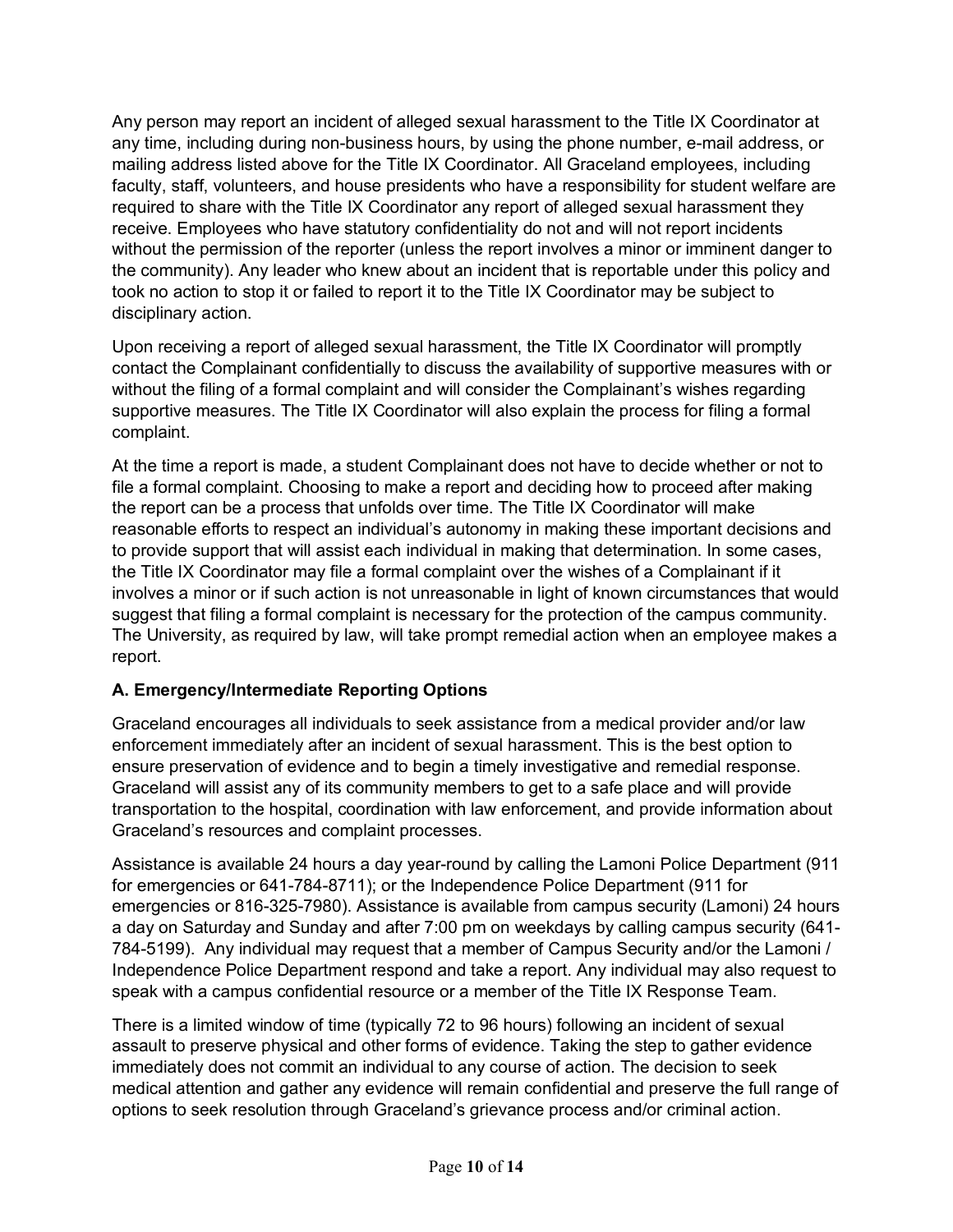Any person may report an incident of alleged sexual harassment to the Title IX Coordinator at any time, including during non-business hours, by using the phone number, e-mail address, or mailing address listed above for the Title IX Coordinator. All Graceland employees, including faculty, staff, volunteers, and house presidents who have a responsibility for student welfare are required to share with the Title IX Coordinator any report of alleged sexual harassment they receive. Employees who have statutory confidentiality do not and will not report incidents without the permission of the reporter (unless the report involves a minor or imminent danger to the community). Any leader who knew about an incident that is reportable under this policy and took no action to stop it or failed to report it to the Title IX Coordinator may be subject to disciplinary action.

Upon receiving a report of alleged sexual harassment, the Title IX Coordinator will promptly contact the Complainant confidentially to discuss the availability of supportive measures with or without the filing of a formal complaint and will consider the Complainant's wishes regarding supportive measures. The Title IX Coordinator will also explain the process for filing a formal complaint.

At the time a report is made, a student Complainant does not have to decide whether or not to file a formal complaint. Choosing to make a report and deciding how to proceed after making the report can be a process that unfolds over time. The Title IX Coordinator will make reasonable efforts to respect an individual's autonomy in making these important decisions and to provide support that will assist each individual in making that determination. In some cases, the Title IX Coordinator may file a formal complaint over the wishes of a Complainant if it involves a minor or if such action is not unreasonable in light of known circumstances that would suggest that filing a formal complaint is necessary for the protection of the campus community. The University, as required by law, will take prompt remedial action when an employee makes a report.

**A. Emergency/Intermediate Reporting Options**

Graceland encourages all individuals to seek assistance from a medical provider and/or law enforcement immediately after an incident of sexual harassment. This is the best option to ensure preservation of evidence and to begin a timely investigative and remedial response. Graceland will assist any of its community members to get to a safe place and will provide transportation to the hospital, coordination with law enforcement, and provide information about Graceland's resources and complaint processes.

Assistance is available 24 hours a day year-round by calling the Lamoni Police Department (911 for emergencies or 641-784-8711); or the Independence Police Department (911 for emergencies or 816-325-7980). Assistance is available from campus security (Lamoni) 24 hours a day on Saturday and Sunday and after 7:00 pm on weekdays by calling campus security (641-784-5199). Any individual may request that a member of Campus Security and/or the Lamoni / Independence Police Department respond and take a report. Any individual may also request to speak with a campus confidential resource or a member of the Title IX Response Team.

There is a limited window of time (typically 72 to 96 hours) following an incident of sexual assault to preserve physical and other forms of evidence. Taking the step to gather evidence immediately does not commit an individual to any course of action. The decision to seek medical attention and gather any evidence will remain confidential and preserve the full range of options to seek resolution through Graceland's grievance process and/or criminal action.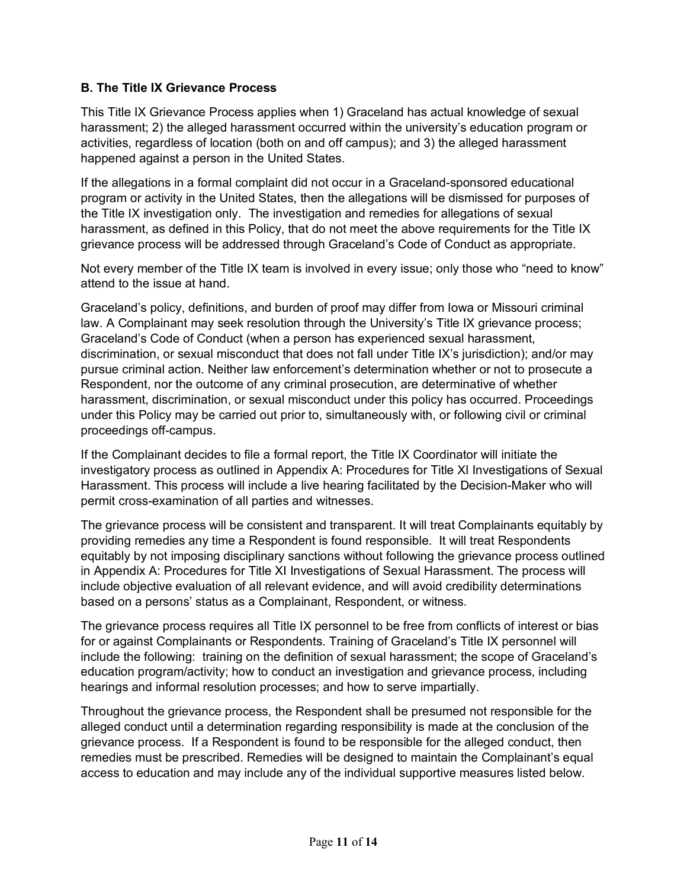**B. The Title IX Grievance Process**

This Title IX Grievance Process applies when 1) Graceland has actual knowledge of sexual harassment; 2) the alleged harassment occurred within the university's education program or activities, regardless of location (both on and off campus); and 3) the alleged harassment happened against a person in the United States.

If the allegations in a formal complaint did not occur in a Graceland-sponsored educational program or activity in the United States, then the allegations will be dismissed for purposes of the Title IX investigation only. The investigation and remedies for allegations of sexual harassment, as defined in this Policy, that do not meet the above requirements for the Title IX grievance process will be addressed through Graceland's Code of Conduct as appropriate.

Not every member of the Title IX team is involved in every issue; only those who "need to know" attend to the issue at hand.

Graceland's policy, definitions, and burden of proof may differ from Iowa or Missouri criminal law. A Complainant may seek resolution through the University's Title IX grievance process; Graceland's Code of Conduct (when a person has experienced sexual harassment, discrimination, or sexual misconduct that does not fall under Title IX's jurisdiction); and/or may pursue criminal action. Neither law enforcement's determination whether or not to prosecute a Respondent, nor the outcome of any criminal prosecution, are determinative of whether harassment, discrimination, or sexual misconduct under this policy has occurred. Proceedings under this Policy may be carried out prior to, simultaneously with, or following civil or criminal proceedings off-campus.

If the Complainant decides to file a formal report, the Title IX Coordinator will initiate the investigatory process as outlined in Appendix A: Procedures for Title XI Investigations of Sexual Harassment. This process will include a live hearing facilitated by the Decision-Maker who will permit cross-examination of all parties and witnesses.

The grievance process will be consistent and transparent. It will treat Complainants equitably by providing remedies any time a Respondent is found responsible. It will treat Respondents equitably by not imposing disciplinary sanctions without following the grievance process outlined in Appendix A: Procedures for Title XI Investigations of Sexual Harassment. The process will include objective evaluation of all relevant evidence, and will avoid credibility determinations based on a persons' status as a Complainant, Respondent, or witness.

The grievance process requires all Title IX personnel to be free from conflicts of interest or bias for or against Complainants or Respondents. Training of Graceland's Title IX personnel will include the following: training on the definition of sexual harassment; the scope of Graceland's education program/activity; how to conduct an investigation and grievance process, including hearings and informal resolution processes; and how to serve impartially.

Throughout the grievance process, the Respondent shall be presumed not responsible for the alleged conduct until a determination regarding responsibility is made at the conclusion of the grievance process. If a Respondent is found to be responsible for the alleged conduct, then remedies must be prescribed. Remedies will be designed to maintain the Complainant's equal access to education and may include any of the individual supportive measures listed below.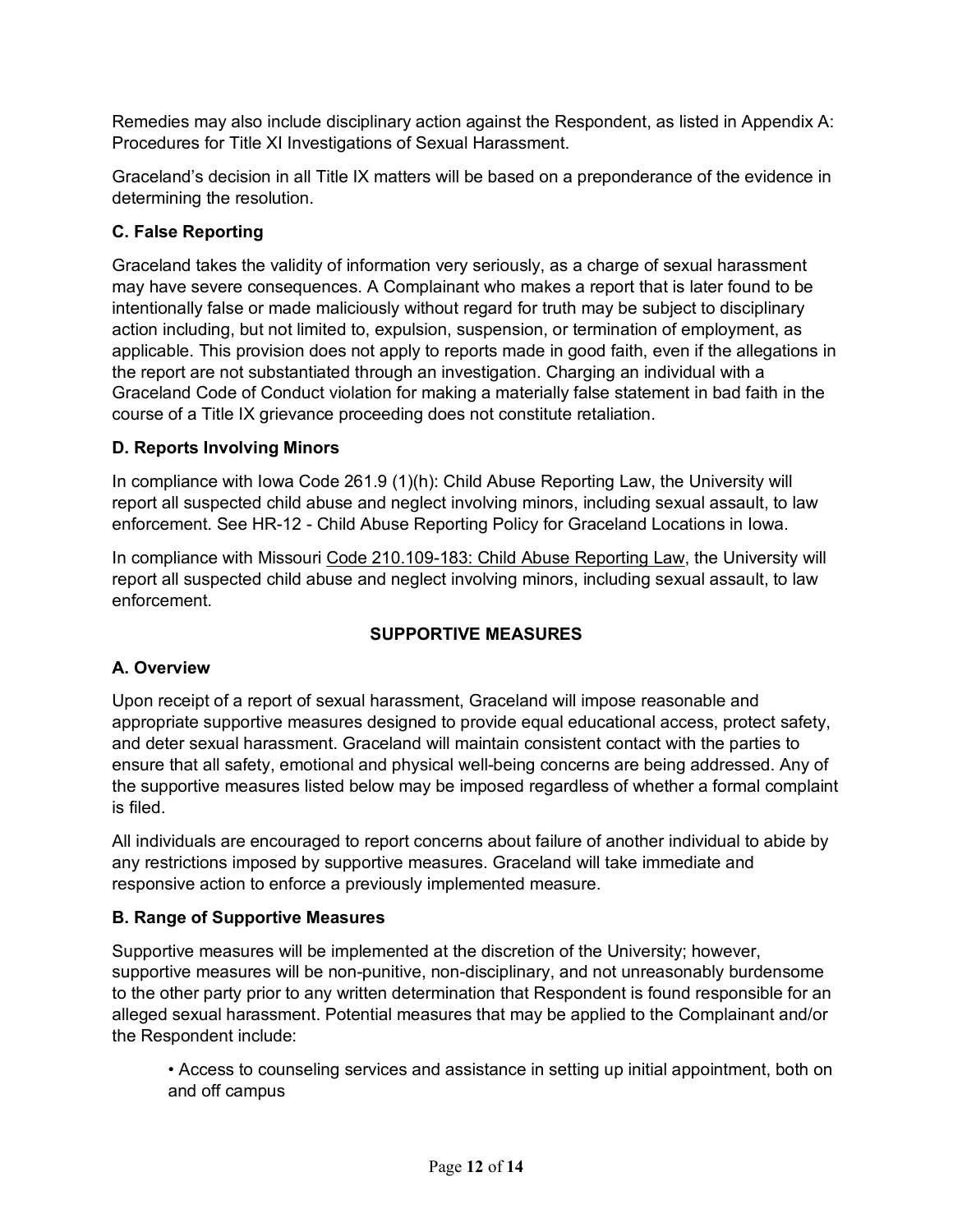Remedies may also include disciplinary action against the Respondent, as listed in Appendix A: Procedures for Title XI Investigations of Sexual Harassment.

Graceland's decision in all Title IX matters will be based on a preponderance of the evidence in determining the resolution.

### C. False Reporting

Graceland takes the validity of information very seriously, as a charge of sexual harassment may have severe consequences. A Complainant who makes a report that is later found to be intentionally false or made maliciously without regard for truth may be subject to disciplinary action including, but not limited to, expulsion, suspension, or termination of employment, as applicable. This provision does not apply to reports made in good faith, even if the allegations in the report are not substantiated through an investigation. Charging an individual with a Graceland Code of Conduct violation for making a materially false statement in bad faith in the course of a Title IX grievance proceeding does not constitute retaliation.

### D. Reports Involving Minors

In compliance with Iowa Code 261.9 (1)(h): Child Abuse Reporting Law, the University will report all suspected child abuse and neglect involving minors, including sexual assault, to law enforcement. See HR-12 - Child Abuse Reporting Policy for Graceland Locations in Iowa.

In compliance with Missouri Code 210.109-183: Child Abuse Reporting Law, the University will report all suspected child abuse and neglect involving minors, including sexual assault, to law enforcement.

## SUPPORTIVE MEASURES

### A. Overview

Upon receipt of a report of sexual harassment, Graceland will impose reasonable and appropriate supportive measures designed to provide equal educational access, protect safety, and deter sexual harassment. Graceland will maintain consistent contact with the parties to ensure that all safety, emotional and physical well-being concerns are being addressed. Any of the supportive measures listed below may be imposed regardless of whether a formal complaint is filed.

All individuals are encouraged to report concerns about failure of another individual to abide by any restrictions imposed by supportive measures. Graceland will take immediate and responsive action to enforce a previously implemented measure.

### B. Range of Supportive Measures

Supportive measures will be implemented at the discretion of the University; however, supportive measures will be non-punitive, non-disciplinary, and not unreasonably burdensome to the other party prior to any written determination that Respondent is found responsible for an alleged sexual harassment. Potential measures that may be applied to the Complainant and/or the Respondent include:

- Access to counseling services and assistance in setting up initial appointment, both on and off campus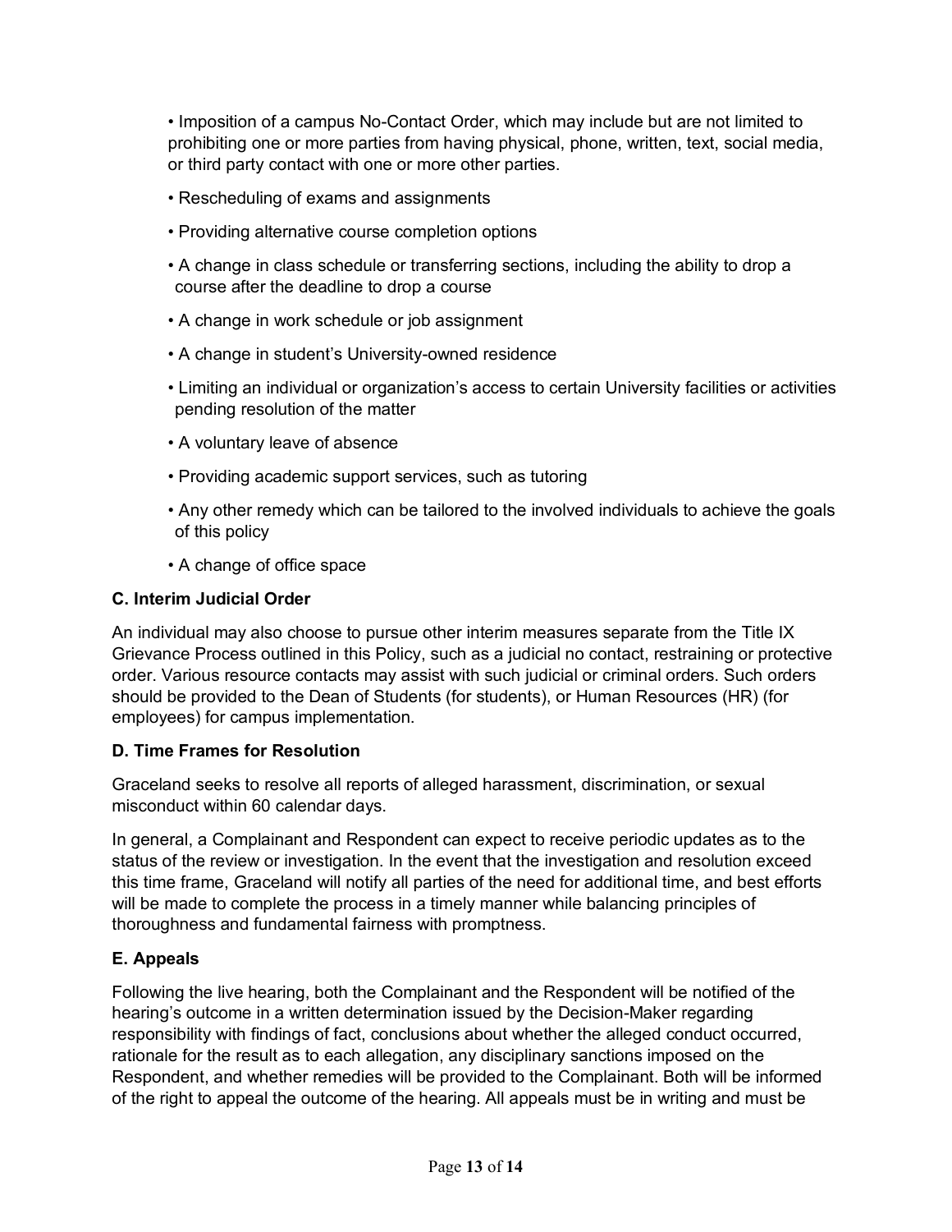- Imposition of a campus No-Contact Order, which may include but are not limited to prohibiting one or more parties from having physical, phone, written, text, social media, or third party contact with one or more other parties.
- Rescheduling of exams and assignments
- Providing alternative course completion options
- A change in class schedule or transferring sections, including the ability to drop a course after the deadline to drop a course
- A change in work schedule or job assignment
- A change in student's University-owned residence
- Limiting an individual or organization's access to certain University facilities or activities pending resolution of the matter
- A voluntary leave of absence
- Providing academic support services, such as tutoring
- Any other remedy which can be tailored to the involved individuals to achieve the goals of this policy
- A change of office space

**C. Interim Judicial Order**

An individual may also choose to pursue other interim measures separate from the Title IX Grievance Process outlined in this Policy, such as a judicial no contact, restraining or protective order. Various resource contacts may assist with such judicial or criminal orders. Such orders should be provided to the Dean of Students (for students), or Human Resources (HR) (for employees) for campus implementation.

**D. Time Frames for Resolution**

Graceland seeks to resolve all reports of alleged harassment, discrimination, or sexual misconduct within 60 calendar days.

In general, a Complainant and Respondent can expect to receive periodic updates as to the status of the review or investigation. In the event that the investigation and resolution exceed this time frame, Graceland will notify all parties of the need for additional time, and best efforts will be made to complete the process in a timely manner while balancing principles of thoroughness and fundamental fairness with promptness.

**E. Appeals**

Following the live hearing, both the Complainant and the Respondent will be notified of the hearing's outcome in a written determination issued by the Decision-Maker regarding responsibility with findings of fact, conclusions about whether the alleged conduct occurred, rationale for the result as to each allegation, any disciplinary sanctions imposed on the Respondent, and whether remedies will be provided to the Complainant. Both will be informed of the right to appeal the outcome of the hearing. All appeals must be in writing and must be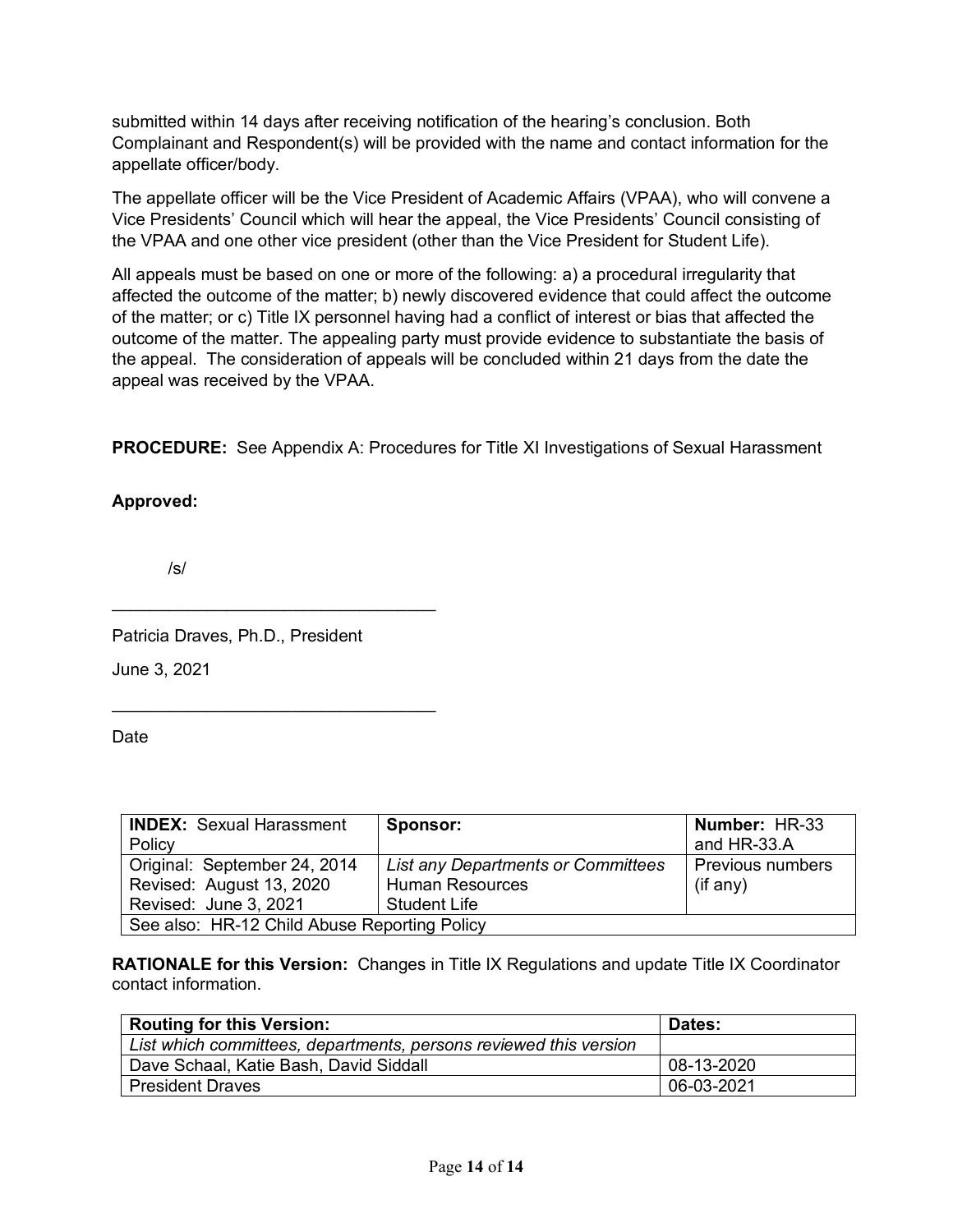submitted within 14 days after receiving notification of the hearing's conclusion. Both Complainant and Respondent(s) will be provided with the name and contact information for the appellate officer/body.

The appellate officer will be the Vice President of Academic Affairs (VPAA), who will convene a Vice Presidents' Council which will hear the appeal, the Vice Presidents' Council consisting of the VPAA and one other vice president (other than the Vice President for Student Life).

All appeals must be based on one or more of the following: a) a procedural irregularity that affected the outcome of the matter; b) newly discovered evidence that could affect the outcome of the matter; or c) Title IX personnel having had a conflict of interest or bias that affected the outcome of the matter. The appealing party must provide evidence to substantiate the basis of the appeal. The consideration of appeals will be concluded within 21 days from the date the appeal was received by the VPAA.

**PROCEDURE:** See Appendix A: Procedures for Title XI Investigations of Sexual Harassment

**Approved:**

/s/

\_\_\_\_\_\_\_\_\_\_\_\_\_\_\_\_\_\_\_\_\_\_\_\_\_\_\_\_\_\_\_\_\_\_

Patricia Draves, Ph.D., President

June 3, 2021

\_\_\_\_\_\_\_\_\_\_\_\_\_\_\_\_\_\_\_\_\_\_\_\_\_\_\_\_\_\_\_\_\_\_

Date

| **INDEX:** Sexual Harassment Policy | **Sponsor:** | **Number:** HR-33 and HR-33.A |
|---|---|---|
| Original: September 24, 2014<br>Revised: August 13, 2020<br>Revised: June 3, 2021 | *List any Departments or Committees*<br>Human Resources<br>Student Life | Previous numbers (if any) |
| See also: HR-12 Child Abuse Reporting Policy | | |

**RATIONALE for this Version:** Changes in Title IX Regulations and update Title IX Coordinator contact information.

| **Routing for this Version:** | **Dates:** |
|---|---|
| *List which committees, departments, persons reviewed this version* | |
| Dave Schaal, Katie Bash, David Siddall | 08-13-2020 |
| President Draves | 06-03-2021 |